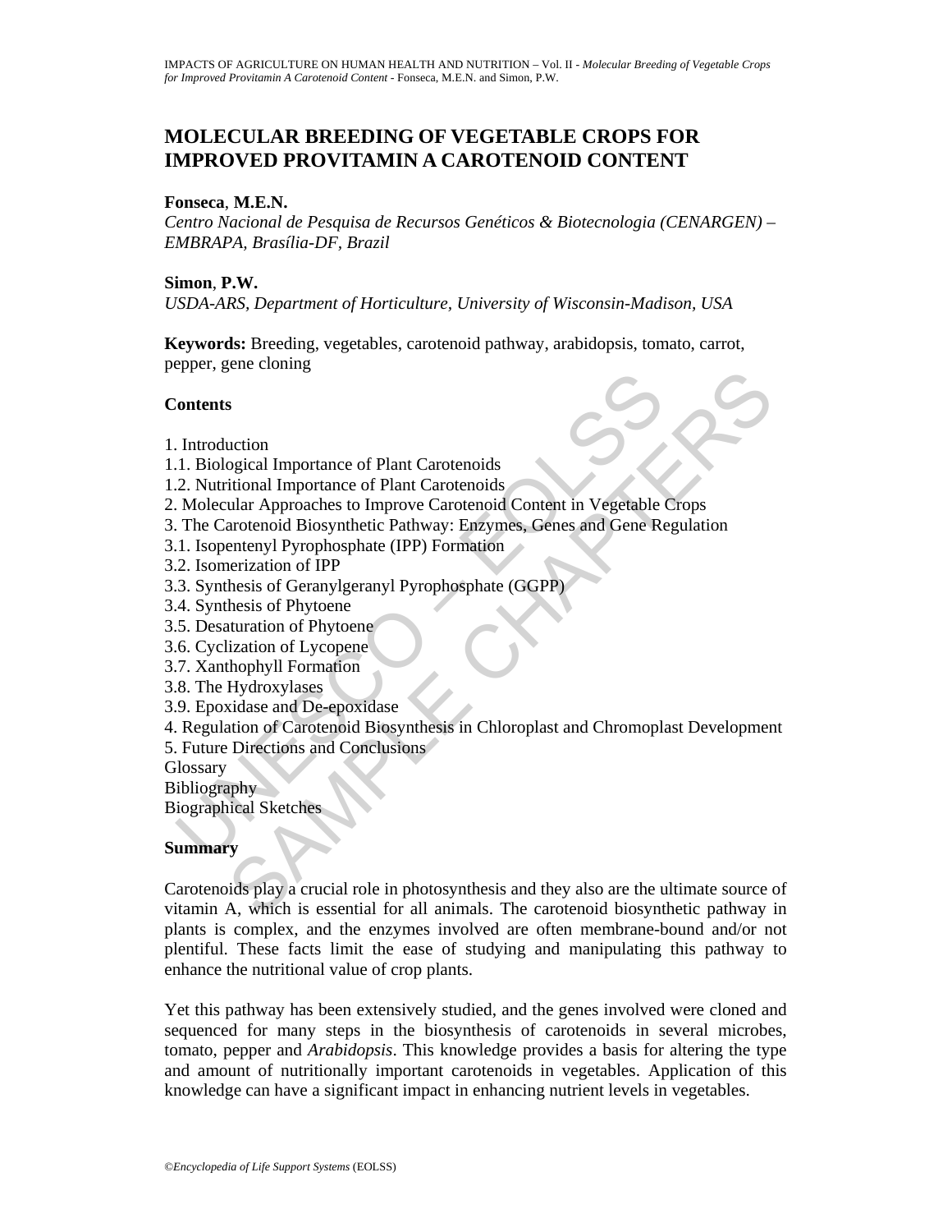# MOLECULAR BREEDING OF VEGETABLE CROPS FOR IMPROVED PROVITAMIN A CAROTENOID CONTENT

**Fonseca**, **M.E.N.**

*Centro Nacional de Pesquisa de Recursos Genéticos & Biotecnologia (CENARGEN) – EMBRAPA, Brasília-DF, Brazil*

**Simon**, **P.W.**

*USDA-ARS, Department of Horticulture, University of Wisconsin-Madison, USA*

**Keywords:** Breeding, vegetables, carotenoid pathway, arabidopsis, tomato, carrot, pepper, gene cloning

## Contents

1. Introduction
1.1. Biological Importance of Plant Carotenoids
1.2. Nutritional Importance of Plant Carotenoids
2. Molecular Approaches to Improve Carotenoid Content in Vegetable Crops
3. The Carotenoid Biosynthetic Pathway: Enzymes, Genes and Gene Regulation
3.1. Isopentenyl Pyrophosphate (IPP) Formation
3.2. Isomerization of IPP
3.3. Synthesis of Geranylgeranyl Pyrophosphate (GGPP)
3.4. Synthesis of Phytoene
3.5. Desaturation of Phytoene
3.6. Cyclization of Lycopene
3.7. Xanthophyll Formation
3.8. The Hydroxylases
3.9. Epoxidase and De-epoxidase
4. Regulation of Carotenoid Biosynthesis in Chloroplast and Chromoplast Development
5. Future Directions and Conclusions
Glossary
Bibliography
Biographical Sketches

## Summary

Carotenoids play a crucial role in photosynthesis and they also are the ultimate source of vitamin A, which is essential for all animals. The carotenoid biosynthetic pathway in plants is complex, and the enzymes involved are often membrane-bound and/or not plentiful. These facts limit the ease of studying and manipulating this pathway to enhance the nutritional value of crop plants.

Yet this pathway has been extensively studied, and the genes involved were cloned and sequenced for many steps in the biosynthesis of carotenoids in several microbes, tomato, pepper and *Arabidopsis*. This knowledge provides a basis for altering the type and amount of nutritionally important carotenoids in vegetables. Application of this knowledge can have a significant impact in enhancing nutrient levels in vegetables.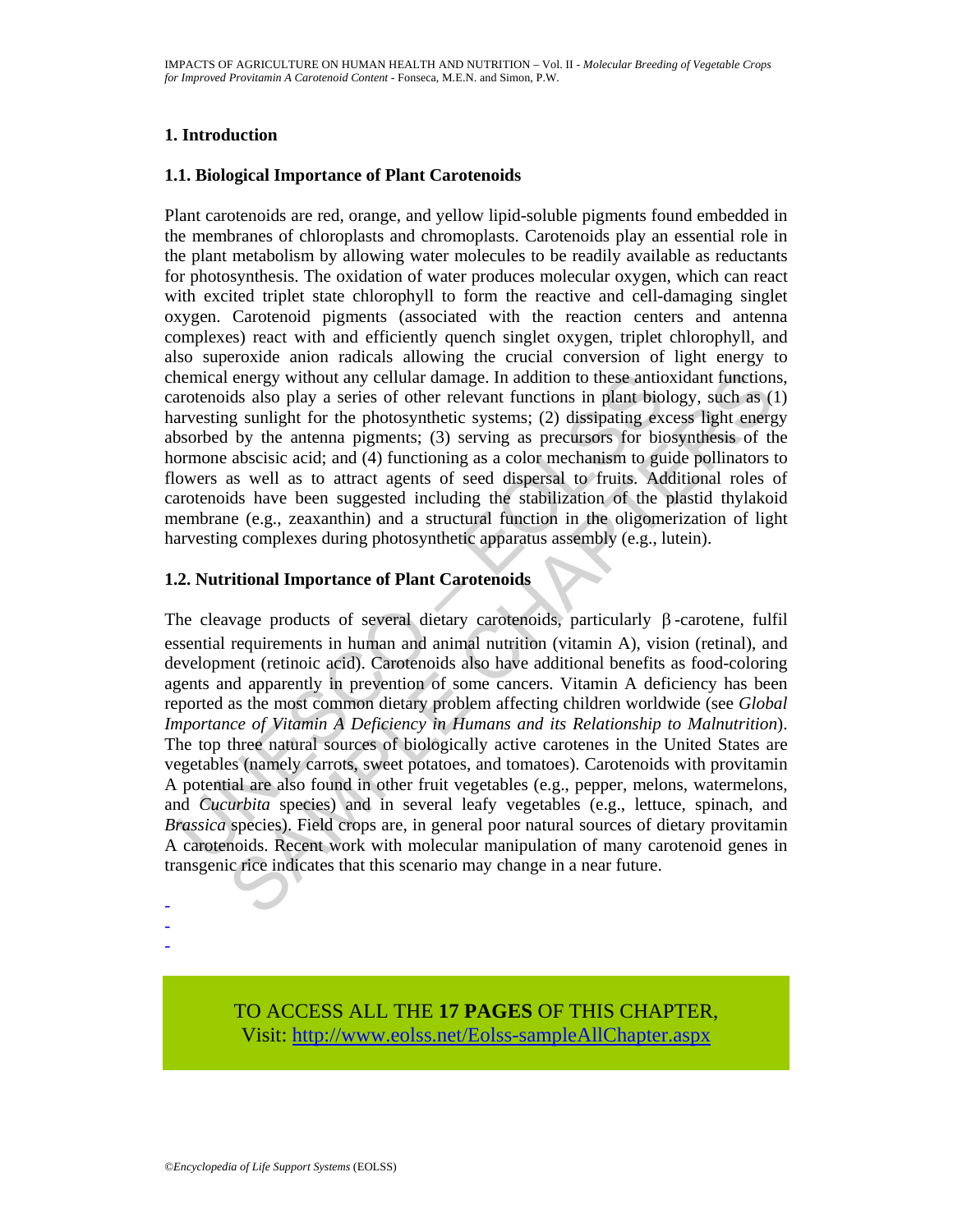# 1. Introduction

## 1.1. Biological Importance of Plant Carotenoids

Plant carotenoids are red, orange, and yellow lipid-soluble pigments found embedded in the membranes of chloroplasts and chromoplasts. Carotenoids play an essential role in the plant metabolism by allowing water molecules to be readily available as reductants for photosynthesis. The oxidation of water produces molecular oxygen, which can react with excited triplet state chlorophyll to form the reactive and cell-damaging singlet oxygen. Carotenoid pigments (associated with the reaction centers and antenna complexes) react with and efficiently quench singlet oxygen, triplet chlorophyll, and also superoxide anion radicals allowing the crucial conversion of light energy to chemical energy without any cellular damage. In addition to these antioxidant functions, carotenoids also play a series of other relevant functions in plant biology, such as (1) harvesting sunlight for the photosynthetic systems; (2) dissipating excess light energy absorbed by the antenna pigments; (3) serving as precursors for biosynthesis of the hormone abscisic acid; and (4) functioning as a color mechanism to guide pollinators to flowers as well as to attract agents of seed dispersal to fruits. Additional roles of carotenoids have been suggested including the stabilization of the plastid thylakoid membrane (e.g., zeaxanthin) and a structural function in the oligomerization of light harvesting complexes during photosynthetic apparatus assembly (e.g., lutein).

## 1.2. Nutritional Importance of Plant Carotenoids

The cleavage products of several dietary carotenoids, particularly β-carotene, fulfil essential requirements in human and animal nutrition (vitamin A), vision (retinal), and development (retinoic acid). Carotenoids also have additional benefits as food-coloring agents and apparently in prevention of some cancers. Vitamin A deficiency has been reported as the most common dietary problem affecting children worldwide (see *Global Importance of Vitamin A Deficiency in Humans and its Relationship to Malnutrition*). The top three natural sources of biologically active carotenes in the United States are vegetables (namely carrots, sweet potatoes, and tomatoes). Carotenoids with provitamin A potential are also found in other fruit vegetables (e.g., pepper, melons, watermelons, and *Cucurbita* species) and in several leafy vegetables (e.g., lettuce, spinach, and *Brassica* species). Field crops are, in general poor natural sources of dietary provitamin A carotenoids. Recent work with molecular manipulation of many carotenoid genes in transgenic rice indicates that this scenario may change in a near future.

-
-
-

TO ACCESS ALL THE **17 PAGES** OF THIS CHAPTER,
Visit: http://www.eolss.net/Eolss-sampleAllChapter.aspx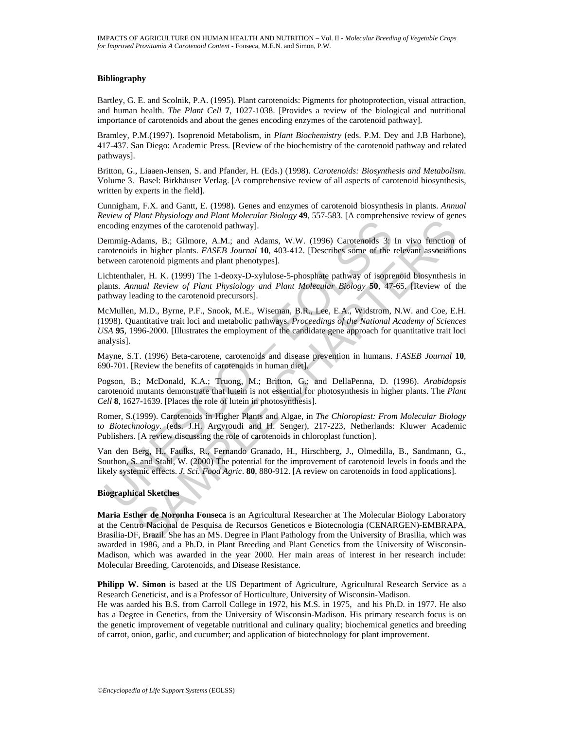### Bibliography

Bartley, G. E. and Scolnik, P.A. (1995). Plant carotenoids: Pigments for photoprotection, visual attraction, and human health. *The Plant Cell* **7**, 1027-1038. [Provides a review of the biological and nutritional importance of carotenoids and about the genes encoding enzymes of the carotenoid pathway].

Bramley, P.M.(1997). Isoprenoid Metabolism, in *Plant Biochemistry* (eds. P.M. Dey and J.B Harbone), 417-437. San Diego: Academic Press. [Review of the biochemistry of the carotenoid pathway and related pathways].

Britton, G., Liaaen-Jensen, S. and Pfander, H. (Eds.) (1998). *Carotenoids: Biosynthesis and Metabolism*. Volume 3. Basel: Birkhäuser Verlag. [A comprehensive review of all aspects of carotenoid biosynthesis, written by experts in the field].

Cunnigham, F.X. and Gantt, E. (1998). Genes and enzymes of carotenoid biosynthesis in plants. *Annual Review of Plant Physiology and Plant Molecular Biology* **49**, 557-583. [A comprehensive review of genes encoding enzymes of the carotenoid pathway].

Demmig-Adams, B.; Gilmore, A.M.; and Adams, W.W. (1996) Carotenoids 3: In vivo function of carotenoids in higher plants. *FASEB Journal* **10**, 403-412. [Describes some of the relevant associations between carotenoid pigments and plant phenotypes].

Lichtenthaler, H. K. (1999) The 1-deoxy-D-xylulose-5-phosphate pathway of isoprenoid biosynthesis in plants. *Annual Review of Plant Physiology and Plant Molecular Biology* **50**, 47-65. [Review of the pathway leading to the carotenoid precursors].

McMullen, M.D., Byrne, P.F., Snook, M.E., Wiseman, B.R., Lee, E.A., Widstrom, N.W. and Coe, E.H. (1998). Quantitative trait loci and metabolic pathways. *Proceedings of the National Academy of Sciences USA* **95**, 1996-2000. [Illustrates the employment of the candidate gene approach for quantitative trait loci analysis].

Mayne, S.T. (1996) Beta-carotene, carotenoids and disease prevention in humans. *FASEB Journal* **10**, 690-701. [Review the benefits of carotenoids in human diet].

Pogson, B.; McDonald, K.A.; Truong, M.; Britton, G.; and DellaPenna, D. (1996). *Arabidopsis* carotenoid mutants demonstrate that lutein is not essential for photosynthesis in higher plants. The *Plant Cell* **8**, 1627-1639. [Places the role of lutein in photosynthesis].

Romer, S.(1999). Carotenoids in Higher Plants and Algae, in *The Chloroplast: From Molecular Biology to Biotechnology*. (eds. J.H. Argyroudi and H. Senger), 217-223, Netherlands: Kluwer Academic Publishers. [A review discussing the role of carotenoids in chloroplast function].

Van den Berg, H., Faulks, R., Fernando Granado, H., Hirschberg, J., Olmedilla, B., Sandmann, G., Southon, S. and Stahl, W. (2000) The potential for the improvement of carotenoid levels in foods and the likely systemic effects. *J. Sci. Food Agric*. **80**, 880-912. [A review on carotenoids in food applications].

### Biographical Sketches

**Maria Esther de Noronha Fonseca** is an Agricultural Researcher at The Molecular Biology Laboratory at the Centro Nacional de Pesquisa de Recursos Geneticos e Biotecnologia (CENARGEN)-EMBRAPA, Brasilia-DF, Brazil. She has an MS. Degree in Plant Pathology from the University of Brasilia, which was awarded in 1986, and a Ph.D. in Plant Breeding and Plant Genetics from the University of Wisconsin-Madison, which was awarded in the year 2000. Her main areas of interest in her research include: Molecular Breeding, Carotenoids, and Disease Resistance.

**Philipp W. Simon** is based at the US Department of Agriculture, Agricultural Research Service as a Research Geneticist, and is a Professor of Horticulture, University of Wisconsin-Madison.
He was aarded his B.S. from Carroll College in 1972, his M.S. in 1975, and his Ph.D. in 1977. He also has a Degree in Genetics, from the University of Wisconsin-Madison. His primary research focus is on the genetic improvement of vegetable nutritional and culinary quality; biochemical genetics and breeding of carrot, onion, garlic, and cucumber; and application of biotechnology for plant improvement.